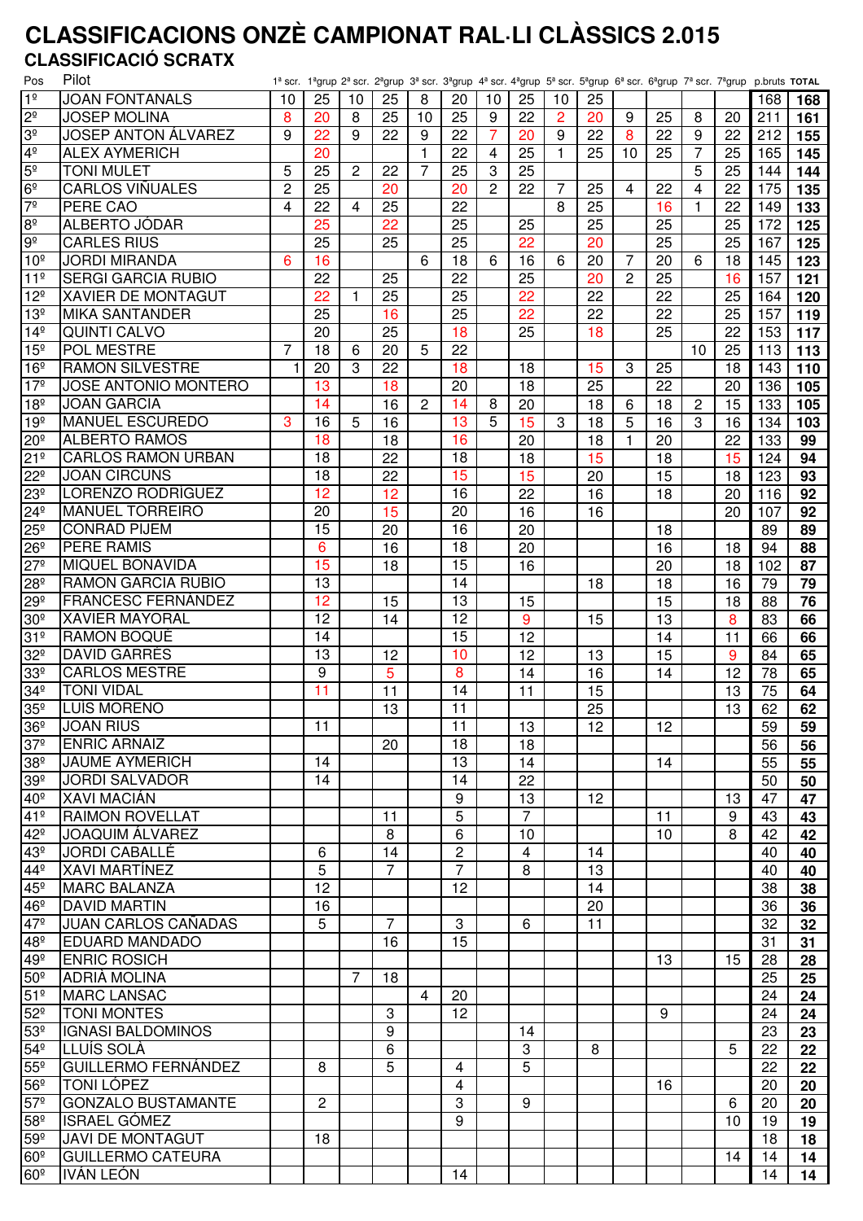# CLASSIFICACIONS ONZÈ CAMPIONAT RAL·LI CLÀSSICS 2.015

## CLASSIFICACIÓ SCRATX

| Pos | Pilot | 1ª scr. | 1ªgrup | 2ª scr. | 2ªgrup | 3ª scr. | 3ªgrup | 4ª scr. | 4ªgrup | 5ª scr. | 5ªgrup | 6ª scr. | 6ªgrup | 7ª scr. | 7ªgrup | p.bruts | TOTAL |
|---|---|---|---|---|---|---|---|---|---|---|---|---|---|---|---|---|---|
| 1º | JOAN FONTANALS | 10 | 25 | 10 | 25 | 8 | 20 | 10 | 25 | 10 | 25 | | | | | 168 | 168 |
| 2º | JOSEP MOLINA | 8 | 20 | 8 | 25 | 10 | 25 | 9 | 22 | 2 | 20 | 9 | 25 | 8 | 20 | 211 | 161 |
| 3º | JOSEP ANTON ÁLVAREZ | 9 | 22 | 9 | 22 | 9 | 22 | 7 | 20 | 9 | 22 | 8 | 22 | 9 | 22 | 212 | 155 |
| 4º | ALEX AYMERICH | | 20 | | | 1 | 22 | 4 | 25 | 1 | 25 | 10 | 25 | 7 | 25 | 165 | 145 |
| 5º | TONI MULET | 5 | 25 | 2 | 22 | 7 | 25 | 3 | 25 | | | | | 5 | 25 | 144 | 144 |
| 6º | CARLOS VIÑUALES | 2 | 25 | | 20 | | 20 | 2 | 22 | 7 | 25 | 4 | 22 | 4 | 22 | 175 | 135 |
| 7º | PERE CAO | 4 | 22 | 4 | 25 | | 22 | | | 8 | 25 | | 16 | 1 | 22 | 149 | 133 |
| 8º | ALBERTO JÓDAR | | 25 | | 22 | | 25 | | 25 | | 25 | | 25 | | 25 | 172 | 125 |
| 9º | CARLES RIUS | | 25 | | 25 | | 25 | | 22 | | 20 | | 25 | | 25 | 167 | 125 |
| 10º | JORDI MIRANDA | 6 | 16 | | | 6 | 18 | 6 | 16 | 6 | 20 | 7 | 20 | 6 | 18 | 145 | 123 |
| 11º | SERGI GARCIA RUBIO | | 22 | | 25 | | 22 | | 25 | | 20 | 2 | 25 | | 16 | 157 | 121 |
| 12º | XAVIER DE MONTAGUT | | 22 | 1 | 25 | | 25 | | 22 | | 22 | | 22 | | 25 | 164 | 120 |
| 13º | MIKA SANTANDER | | 25 | | 16 | | 25 | | 22 | | 22 | | 22 | | 25 | 157 | 119 |
| 14º | QUINTI CALVO | | 20 | | 25 | | 18 | | 25 | | 18 | | 25 | | 22 | 153 | 117 |
| 15º | POL MESTRE | 7 | 18 | 6 | 20 | 5 | 22 | | | | | | | 10 | 25 | 113 | 113 |
| 16º | RAMON SILVESTRE | 1 | 20 | 3 | 22 | | 18 | | 18 | | 15 | 3 | 25 | | 18 | 143 | 110 |
| 17º | JOSE ANTONIO MONTERO | | 13 | | 18 | | 20 | | 18 | | 25 | | 22 | | 20 | 136 | 105 |
| 18º | JOAN GARCIA | | 14 | | 16 | 2 | 14 | 8 | 20 | | 18 | 6 | 18 | 2 | 15 | 133 | 105 |
| 19º | MANUEL ESCUREDO | 3 | 16 | 5 | 16 | | 13 | 5 | 15 | 3 | 18 | 5 | 16 | 3 | 16 | 134 | 103 |
| 20º | ALBERTO RAMOS | | 18 | | 18 | | 16 | | 20 | | 18 | 1 | 20 | | 22 | 133 | 99 |
| 21º | CARLOS RAMON URBAN | | 18 | | 22 | | 18 | | 18 | | 15 | | 18 | | 15 | 124 | 94 |
| 22º | JOAN CIRCUNS | | 18 | | 22 | | 15 | | 15 | | 20 | | 15 | | 18 | 123 | 93 |
| 23º | LORENZO RODRÍGUEZ | | 12 | | 12 | | 16 | | 22 | | 16 | | 18 | | 20 | 116 | 92 |
| 24º | MANUEL TORREIRO | | 20 | | 15 | | 20 | | 16 | | 16 | | | | 20 | 107 | 92 |
| 25º | CONRAD PIJEM | | 15 | | 20 | | 16 | | 20 | | | | 18 | | | 89 | 89 |
| 26º | PERE RAMIS | | 6 | | 16 | | 18 | | 20 | | | | 16 | | 18 | 94 | 88 |
| 27º | MIQUEL BONAVIDA | | 15 | | 18 | | 15 | | 16 | | | | 20 | | 18 | 102 | 87 |
| 28º | RAMON GARCIA RUBIO | | 13 | | | | 14 | | | | 18 | | 18 | | 16 | 79 | 79 |
| 29º | FRANCESC FERNÁNDEZ | | 12 | | 15 | | 13 | | 15 | | | | 15 | | 18 | 88 | 76 |
| 30º | XAVIER MAYORAL | | 12 | | 14 | | 12 | | 9 | | 15 | | 13 | | 8 | 83 | 66 |
| 31º | RAMON BOQUÉ | | 14 | | | | 15 | | 12 | | | | 14 | | 11 | 66 | 66 |
| 32º | DAVID GARRÉS | | 13 | | 12 | | 10 | | 12 | | 13 | | 15 | | 9 | 84 | 65 |
| 33º | CARLOS MESTRE | | 9 | | 5 | | 8 | | 14 | | 16 | | 14 | | 12 | 78 | 65 |
| 34º | TONI VIDAL | | 11 | | 11 | | 14 | | 11 | | 15 | | | | 13 | 75 | 64 |
| 35º | LUÍS MORENO | | | | 13 | | 11 | | | | 25 | | | | 13 | 62 | 62 |
| 36º | JOAN RIUS | | 11 | | | | 11 | | 13 | | 12 | | 12 | | | 59 | 59 |
| 37º | ENRIC ARNAIZ | | | | 20 | | 18 | | 18 | | | | | | | 56 | 56 |
| 38º | JAUME AYMERICH | | 14 | | | | 13 | | 14 | | | | 14 | | | 55 | 55 |
| 39º | JORDI SALVADOR | | 14 | | | | 14 | | 22 | | | | | | | 50 | 50 |
| 40º | XAVI MACIÁN | | | | | | 9 | | 13 | | 12 | | | | 13 | 47 | 47 |
| 41º | RAIMON ROVELLAT | | | | 11 | | 5 | | 7 | | | | 11 | | 9 | 43 | 43 |
| 42º | JOAQUIM ÁLVAREZ | | | | 8 | | 6 | | 10 | | | | 10 | | 8 | 42 | 42 |
| 43º | JORDI CABALLÉ | | 6 | | 14 | | 2 | | 4 | | 14 | | | | | 40 | 40 |
| 44º | XAVI MARTÍNEZ | | 5 | | 7 | | 7 | | 8 | | 13 | | | | | 40 | 40 |
| 45º | MARC BALANZA | | 12 | | | | 12 | | | | 14 | | | | | 38 | 38 |
| 46º | DAVID MARTIN | | 16 | | | | | | | | 20 | | | | | 36 | 36 |
| 47º | JUAN CARLOS CAÑADAS | | 5 | | 7 | | 3 | | 6 | | 11 | | | | | 32 | 32 |
| 48º | EDUARD MANDADO | | | | 16 | | 15 | | | | | | | | | 31 | 31 |
| 49º | ENRIC ROSICH | | | | | | | | | | | | 13 | | 15 | 28 | 28 |
| 50º | ADRIÀ MOLINA | | | 7 | 18 | | | | | | | | | | | 25 | 25 |
| 51º | MARC LANSAC | | | | | 4 | 20 | | | | | | | | | 24 | 24 |
| 52º | TONI MONTES | | | | 3 | | 12 | | | | | | 9 | | | 24 | 24 |
| 53º | IGNASI BALDOMINOS | | | | 9 | | | | 14 | | | | | | | 23 | 23 |
| 54º | LLUÍS SOLÀ | | | | 6 | | | | 3 | | 8 | | | | 5 | 22 | 22 |
| 55º | GUILLERMO FERNÁNDEZ | | 8 | | 5 | | 4 | | 5 | | | | | | | 22 | 22 |
| 56º | TONI LÓPEZ | | | | | | 4 | | | | | | 16 | | | 20 | 20 |
| 57º | GONZALO BUSTAMANTE | | 2 | | | | 3 | | 9 | | | | | | 6 | 20 | 20 |
| 58º | ISRAEL GÓMEZ | | | | | | 9 | | | | | | | | 10 | 19 | 19 |
| 59º | JAVI DE MONTAGUT | | 18 | | | | | | | | | | | | | 18 | 18 |
| 60º | GUILLERMO CATEURA | | | | | | | | | | | | | | 14 | 14 | 14 |
| 60º | IVÁN LEÓN | | | | | | 14 | | | | | | | | | 14 | 14 |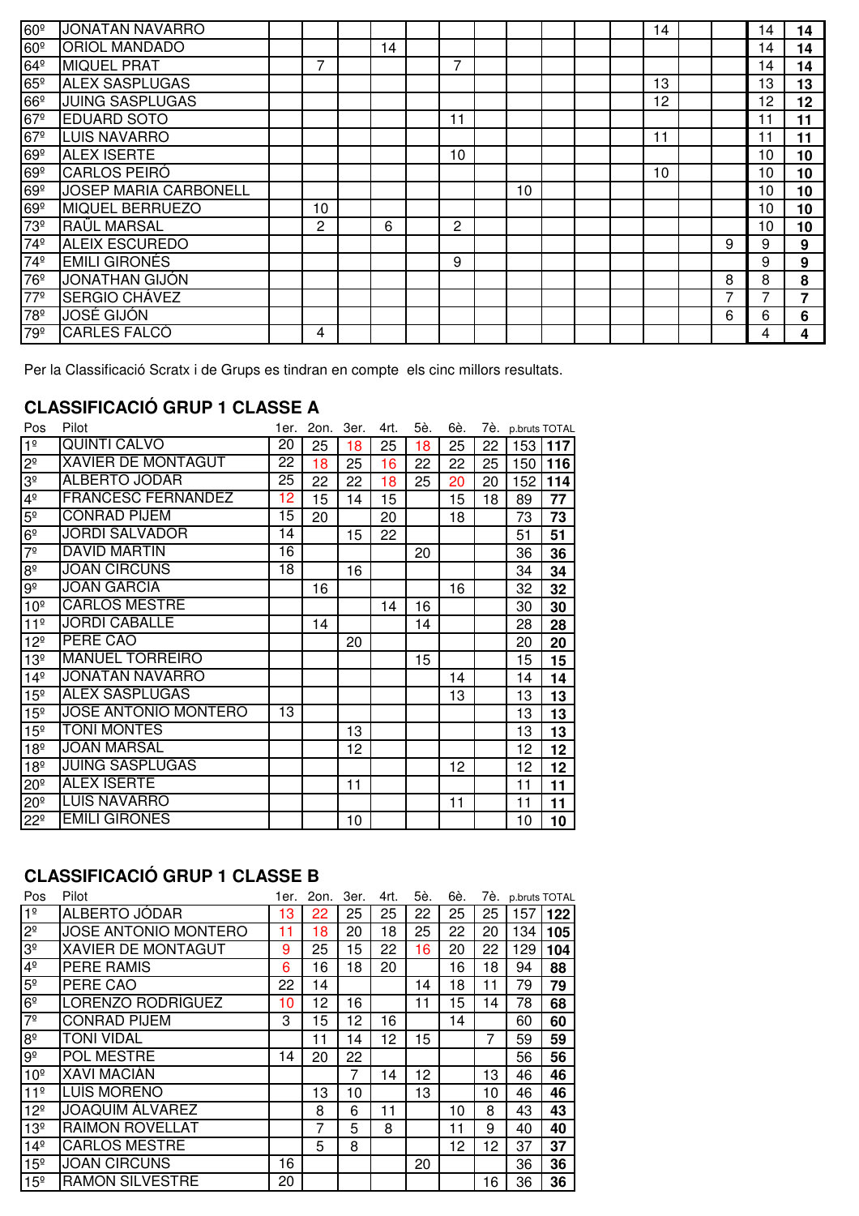| | | | | | | | | | | | | | | | | | |
|---|---|---|---|---|---|---|---|---|---|---|---|---|---|---|---|---|---|
| 60º | JONATAN NAVARRO | | | | | | | | | | | | 14 | | | 14 | **14** |
| 60º | ORIOL MANDADO | | | | 14 | | | | | | | | | | | 14 | **14** |
| 64º | MIQUEL PRAT | | 7 | | | | 7 | | | | | | | | | 14 | **14** |
| 65º | ALEX SASPLUGAS | | | | | | | | | | | | 13 | | | 13 | **13** |
| 66º | JUING SASPLUGAS | | | | | | | | | | | | 12 | | | 12 | **12** |
| 67º | EDUARD SOTO | | | | | | 11 | | | | | | | | | 11 | **11** |
| 67º | LUIS NAVARRO | | | | | | | | | | | | 11 | | | 11 | **11** |
| 69º | ALEX ISERTE | | | | | | 10 | | | | | | | | | 10 | **10** |
| 69º | CARLOS PEIRÓ | | | | | | | | | | | | 10 | | | 10 | **10** |
| 69º | JOSEP MARIA CARBONELL | | | | | | | | 10 | | | | | | | 10 | **10** |
| 69º | MIQUEL BERRUEZO | | 10 | | | | | | | | | | | | | 10 | **10** |
| 73º | RAÜL MARSAL | | 2 | | 6 | | 2 | | | | | | | | | 10 | **10** |
| 74º | ALEIX ESCUREDO | | | | | | | | | | | | | | 9 | 9 | **9** |
| 74º | EMILI GIRONÈS | | | | | | 9 | | | | | | | | | 9 | **9** |
| 76º | JONATHAN GIJÓN | | | | | | | | | | | | | | 8 | 8 | **8** |
| 77º | SERGIO CHÁVEZ | | | | | | | | | | | | | | 7 | 7 | **7** |
| 78º | JOSÉ GIJÓN | | | | | | | | | | | | | | 6 | 6 | **6** |
| 79º | CARLES FALCÓ | | 4 | | | | | | | | | | | | | 4 | **4** |

Per la Classificació Scratx i de Grups es tindran en compte els cinc millors resultats.

## CLASSIFICACIÓ GRUP 1 CLASSE A

| Pos | Pilot | 1er. | 2on. | 3er. | 4rt. | 5è. | 6è. | 7è. | p.bruts | TOTAL |
|---|---|---|---|---|---|---|---|---|---|---|
| 1º | QUINTI CALVO | 20 | 25 | 18 | 25 | 18 | 25 | 22 | 153 | **117** |
| 2º | XAVIER DE MONTAGUT | 22 | 18 | 25 | 16 | 22 | 22 | 25 | 150 | **116** |
| 3º | ALBERTO JODAR | 25 | 22 | 22 | 18 | 25 | 20 | 20 | 152 | **114** |
| 4º | FRANCESC FERNANDEZ | 12 | 15 | 14 | 15 | | 15 | 18 | 89 | **77** |
| 5º | CONRAD PIJEM | 15 | 20 | | 20 | | 18 | | 73 | **73** |
| 6º | JORDI SALVADOR | 14 | | 15 | 22 | | | | 51 | **51** |
| 7º | DAVID MARTIN | 16 | | | | 20 | | | 36 | **36** |
| 8º | JOAN CIRCUNS | 18 | | 16 | | | | | 34 | **34** |
| 9º | JOAN GARCIA | | 16 | | | | 16 | | 32 | **32** |
| 10º | CARLOS MESTRE | | | | 14 | 16 | | | 30 | **30** |
| 11º | JORDI CABALLE | | 14 | | | 14 | | | 28 | **28** |
| 12º | PERE CAO | | | 20 | | | | | 20 | **20** |
| 13º | MANUEL TORREIRO | | | | | 15 | | | 15 | **15** |
| 14º | JONATAN NAVARRO | | | | | | 14 | | 14 | **14** |
| 15º | ALEX SASPLUGAS | | | | | | 13 | | 13 | **13** |
| 15º | JOSE ANTONIO MONTERO | 13 | | | | | | | 13 | **13** |
| 15º | TONI MONTES | | | 13 | | | | | 13 | **13** |
| 18º | JOAN MARSAL | | | 12 | | | | | 12 | **12** |
| 18º | JUING SASPLUGAS | | | | | | 12 | | 12 | **12** |
| 20º | ALEX ISERTE | | | 11 | | | | | 11 | **11** |
| 20º | LUIS NAVARRO | | | | | | 11 | | 11 | **11** |
| 22º | EMILI GIRONES | | | 10 | | | | | 10 | **10** |

## CLASSIFICACIÓ GRUP 1 CLASSE B

| Pos | Pilot | 1er. | 2on. | 3er. | 4rt. | 5è. | 6è. | 7è. | p.bruts | TOTAL |
|---|---|---|---|---|---|---|---|---|---|---|
| 1º | ALBERTO JÓDAR | 13 | 22 | 25 | 25 | 22 | 25 | 25 | 157 | **122** |
| 2º | JOSE ANTONIO MONTERO | 11 | 18 | 20 | 18 | 25 | 22 | 20 | 134 | **105** |
| 3º | XAVIER DE MONTAGUT | 9 | 25 | 15 | 22 | 16 | 20 | 22 | 129 | **104** |
| 4º | PERE RAMIS | 6 | 16 | 18 | 20 | | 16 | 18 | 94 | **88** |
| 5º | PERE CAO | 22 | 14 | | | 14 | 18 | 11 | 79 | **79** |
| 6º | LORENZO RODRIGUEZ | 10 | 12 | 16 | | 11 | 15 | 14 | 78 | **68** |
| 7º | CONRAD PIJEM | 3 | 15 | 12 | 16 | | 14 | | 60 | **60** |
| 8º | TONI VIDAL | | 11 | 14 | 12 | 15 | | 7 | 59 | **59** |
| 9º | POL MESTRE | 14 | 20 | 22 | | | | | 56 | **56** |
| 10º | XAVI MACIÁN | | | 7 | 14 | 12 | | 13 | 46 | **46** |
| 11º | LUIS MORENO | | 13 | 10 | | 13 | | 10 | 46 | **46** |
| 12º | JOAQUIM ÁLVAREZ | | 8 | 6 | 11 | | 10 | 8 | 43 | **43** |
| 13º | RAIMON ROVELLAT | | 7 | 5 | 8 | | 11 | 9 | 40 | **40** |
| 14º | CARLOS MESTRE | | 5 | 8 | | | 12 | 12 | 37 | **37** |
| 15º | JOAN CIRCUNS | 16 | | | | 20 | | | 36 | **36** |
| 15º | RAMON SILVESTRE | 20 | | | | | | 16 | 36 | **36** |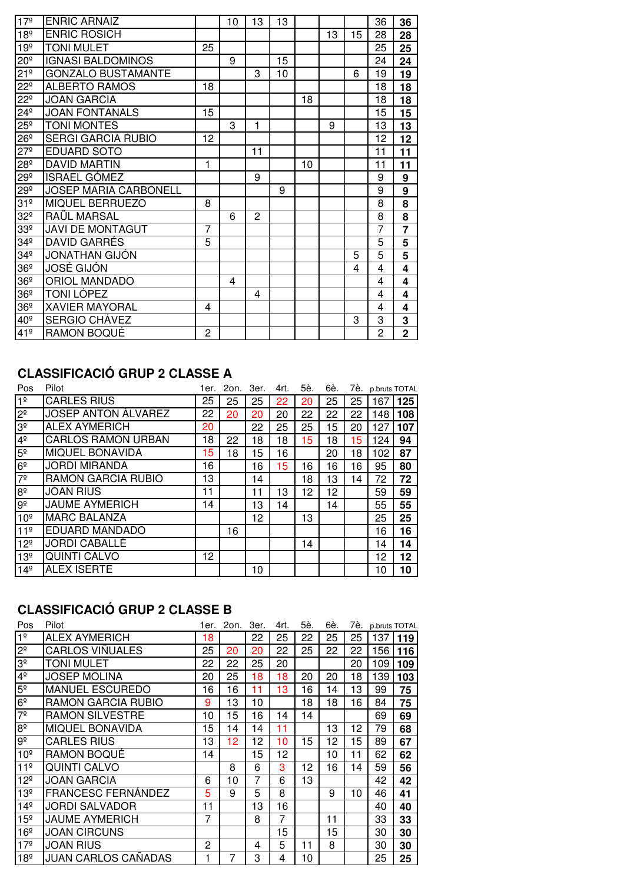| Pos | Pilot | 1er. | 2on. | 3er. | 4rt. | 5è. | 6è. | 7è. | p.bruts | TOTAL |
|---|---|---|---|---|---|---|---|---|---|---|
| 17º | ENRIC ARNAIZ | | 10 | 13 | 13 | | | | 36 | **36** |
| 18º | ENRIC ROSICH | | | | | | 13 | 15 | 28 | **28** |
| 19º | TONI MULET | 25 | | | | | | | 25 | **25** |
| 20º | IGNASI BALDOMINOS | | 9 | | 15 | | | | 24 | **24** |
| 21º | GONZALO BUSTAMANTE | | | 3 | 10 | | | 6 | 19 | **19** |
| 22º | ALBERTO RAMOS | 18 | | | | | | | 18 | **18** |
| 22º | JOAN GARCIA | | | | | 18 | | | 18 | **18** |
| 24º | JOAN FONTANALS | 15 | | | | | | | 15 | **15** |
| 25º | TONI MONTES | | 3 | 1 | | | 9 | | 13 | **13** |
| 26º | SERGI GARCIA RUBIO | 12 | | | | | | | 12 | **12** |
| 27º | EDUARD SOTO | | | 11 | | | | | 11 | **11** |
| 28º | DAVID MARTIN | 1 | | | | 10 | | | 11 | **11** |
| 29º | ISRAEL GÓMEZ | | | 9 | | | | | 9 | **9** |
| 29º | JOSEP MARIA CARBONELL | | | | 9 | | | | 9 | **9** |
| 31º | MIQUEL BERRUEZO | 8 | | | | | | | 8 | **8** |
| 32º | RAÜL MARSAL | | 6 | 2 | | | | | 8 | **8** |
| 33º | JAVI DE MONTAGUT | 7 | | | | | | | 7 | **7** |
| 34º | DAVID GARRÉS | 5 | | | | | | | 5 | **5** |
| 34º | JONATHAN GIJÓN | | | | | | | 5 | 5 | **5** |
| 36º | JOSÉ GIJÓN | | | | | | | 4 | 4 | **4** |
| 36º | ORIOL MANDADO | | 4 | | | | | | 4 | **4** |
| 36º | TONI LÓPEZ | | | 4 | | | | | 4 | **4** |
| 36º | XAVIER MAYORAL | 4 | | | | | | | 4 | **4** |
| 40º | SERGIO CHÁVEZ | | | | | | | 3 | 3 | **3** |
| 41º | RAMON BOQUÉ | 2 | | | | | | | 2 | **2** |

## CLASSIFICACIÓ GRUP 2 CLASSE A

| Pos | Pilot | 1er. | 2on. | 3er. | 4rt. | 5è. | 6è. | 7è. | p.bruts | TOTAL |
|---|---|---|---|---|---|---|---|---|---|---|
| 1º | CARLES RIUS | 25 | 25 | 25 | 22 | 20 | 25 | 25 | 167 | **125** |
| 2º | JOSEP ANTON ÁLVAREZ | 22 | 20 | 20 | 20 | 22 | 22 | 22 | 148 | **108** |
| 3º | ALEX AYMERICH | 20 | | 22 | 25 | 25 | 15 | 20 | 127 | **107** |
| 4º | CARLOS RAMON URBAN | 18 | 22 | 18 | 18 | 15 | 18 | 15 | 124 | **94** |
| 5º | MIQUEL BONAVIDA | 15 | 18 | 15 | 16 | | 20 | 18 | 102 | **87** |
| 6º | JORDI MIRANDA | 16 | | 16 | 15 | 16 | 16 | 16 | 95 | **80** |
| 7º | RAMON GARCIA RUBIO | 13 | | 14 | | 18 | 13 | 14 | 72 | **72** |
| 8º | JOAN RIUS | 11 | | 11 | 13 | 12 | 12 | | 59 | **59** |
| 9º | JAUME AYMERICH | 14 | | 13 | 14 | | 14 | | 55 | **55** |
| 10º | MARC BALANZA | | | 12 | | 13 | | | 25 | **25** |
| 11º | EDUARD MANDADO | | 16 | | | | | | 16 | **16** |
| 12º | JORDI CABALLÉ | | | | | 14 | | | 14 | **14** |
| 13º | QUINTI CALVO | 12 | | | | | | | 12 | **12** |
| 14º | ALEX ISERTE | | | 10 | | | | | 10 | **10** |

## CLASSIFICACIÓ GRUP 2 CLASSE B

| Pos | Pilot | 1er. | 2on. | 3er. | 4rt. | 5è. | 6è. | 7è. | p.bruts | TOTAL |
|---|---|---|---|---|---|---|---|---|---|---|
| 1º | ALEX AYMERICH | 18 | | 22 | 25 | 22 | 25 | 25 | 137 | **119** |
| 2º | CARLOS VIÑUALES | 25 | 20 | 20 | 22 | 25 | 22 | 22 | 156 | **116** |
| 3º | TONI MULET | 22 | 22 | 25 | 20 | | | 20 | 109 | **109** |
| 4º | JOSEP MOLINA | 20 | 25 | 18 | 18 | 20 | 20 | 18 | 139 | **103** |
| 5º | MANUEL ESCUREDO | 16 | 16 | 11 | 13 | 16 | 14 | 13 | 99 | **75** |
| 6º | RAMON GARCIA RUBIO | 9 | 13 | 10 | | 18 | 18 | 16 | 84 | **75** |
| 7º | RAMON SILVESTRE | 10 | 15 | 16 | 14 | 14 | | | 69 | **69** |
| 8º | MIQUEL BONAVIDA | 15 | 14 | 14 | 11 | | 13 | 12 | 79 | **68** |
| 9º | CARLES RIUS | 13 | 12 | 12 | 10 | 15 | 12 | 15 | 89 | **67** |
| 10º | RAMON BOQUÉ | 14 | | 15 | 12 | | 10 | 11 | 62 | **62** |
| 11º | QUINTI CALVO | | 8 | 6 | 3 | 12 | 16 | 14 | 59 | **56** |
| 12º | JOAN GARCIA | 6 | 10 | 7 | 6 | 13 | | | 42 | **42** |
| 13º | FRANCESC FERNÁNDEZ | 5 | 9 | 5 | 8 | | 9 | 10 | 46 | **41** |
| 14º | JORDI SALVADOR | 11 | | 13 | 16 | | | | 40 | **40** |
| 15º | JAUME AYMERICH | 7 | | 8 | 7 | | 11 | | 33 | **33** |
| 16º | JOAN CIRCUNS | | | | 15 | | 15 | | 30 | **30** |
| 17º | JOAN RIUS | 2 | | 4 | 5 | 11 | 8 | | 30 | **30** |
| 18º | JUAN CARLOS CAÑADAS | 1 | 7 | 3 | 4 | 10 | | | 25 | **25** |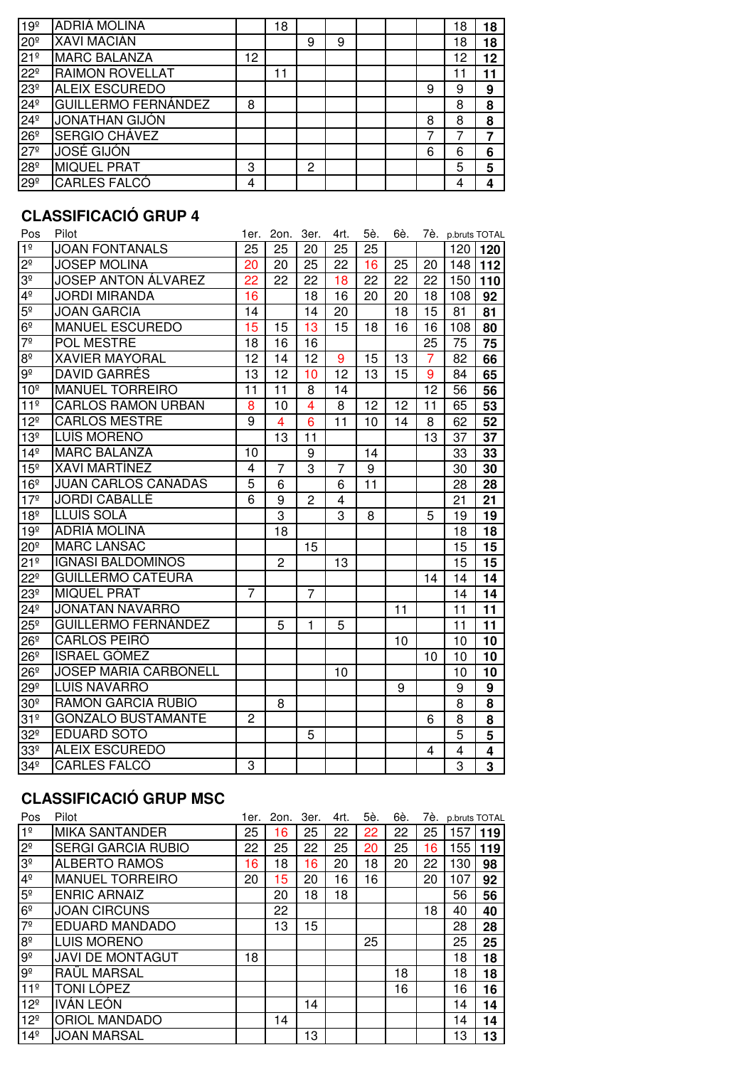| | | | | | | | | | | |
|---|---|---|---|---|---|---|---|---|---|---|
| 19º | ADRIÀ MOLINA | | 18 | | | | | | 18 | **18** |
| 20º | XAVI MACIÁN | | | 9 | 9 | | | | 18 | **18** |
| 21º | MARC BALANZA | 12 | | | | | | | 12 | **12** |
| 22º | RAIMON ROVELLAT | | 11 | | | | | | 11 | **11** |
| 23º | ALEIX ESCUREDO | | | | | | | 9 | 9 | **9** |
| 24º | GUILLERMO FERNÁNDEZ | 8 | | | | | | | 8 | **8** |
| 24º | JONATHAN GIJÓN | | | | | | | 8 | 8 | **8** |
| 26º | SERGIO CHÁVEZ | | | | | | | 7 | 7 | **7** |
| 27º | JOSÉ GIJÓN | | | | | | | 6 | 6 | **6** |
| 28º | MIQUEL PRAT | 3 | | 2 | | | | | 5 | **5** |
| 29º | CARLES FALCÓ | 4 | | | | | | | 4 | **4** |

## CLASSIFICACIÓ GRUP 4

| Pos | Pilot | 1er. | 2on. | 3er. | 4rt. | 5è. | 6è. | 7è. | p.bruts | TOTAL |
|---|---|---|---|---|---|---|---|---|---|---|
| 1º | JOAN FONTANALS | 25 | 25 | 20 | 25 | 25 | | | 120 | **120** |
| 2º | JOSEP MOLINA | 20 | 20 | 25 | 22 | 16 | 25 | 20 | 148 | **112** |
| 3º | JOSEP ANTON ÁLVAREZ | 22 | 22 | 22 | 18 | 22 | 22 | 22 | 150 | **110** |
| 4º | JORDI MIRANDA | 16 | | 18 | 16 | 20 | 20 | 18 | 108 | **92** |
| 5º | JOAN GARCIA | 14 | | 14 | 20 | | 18 | 15 | 81 | **81** |
| 6º | MANUEL ESCUREDO | 15 | 15 | 13 | 15 | 18 | 16 | 16 | 108 | **80** |
| 7º | POL MESTRE | 18 | 16 | 16 | | | | 25 | 75 | **75** |
| 8º | XAVIER MAYORAL | 12 | 14 | 12 | 9 | 15 | 13 | 7 | 82 | **66** |
| 9º | DAVID GARRÉS | 13 | 12 | 10 | 12 | 13 | 15 | 9 | 84 | **65** |
| 10º | MANUEL TORREIRO | 11 | 11 | 8 | 14 | | | 12 | 56 | **56** |
| 11º | CARLOS RAMON URBAN | 8 | 10 | 4 | 8 | 12 | 12 | 11 | 65 | **53** |
| 12º | CARLOS MESTRE | 9 | 4 | 6 | 11 | 10 | 14 | 8 | 62 | **52** |
| 13º | LUIS MORENO | | 13 | 11 | | | | 13 | 37 | **37** |
| 14º | MARC BALANZA | 10 | | 9 | | 14 | | | 33 | **33** |
| 15º | XAVI MARTÍNEZ | 4 | 7 | 3 | 7 | 9 | | | 30 | **30** |
| 16º | JUAN CARLOS CAÑADAS | 5 | 6 | | 6 | 11 | | | 28 | **28** |
| 17º | JORDI CABALLÉ | 6 | 9 | 2 | 4 | | | | 21 | **21** |
| 18º | LLUÍS SOLÀ | | 3 | | 3 | 8 | | 5 | 19 | **19** |
| 19º | ADRIÀ MOLINA | | 18 | | | | | | 18 | **18** |
| 20º | MARC LANSAC | | | 15 | | | | | 15 | **15** |
| 21º | IGNASI BALDOMINOS | | 2 | | 13 | | | | 15 | **15** |
| 22º | GUILLERMO CATEURA | | | | | | | 14 | 14 | **14** |
| 23º | MIQUEL PRAT | 7 | | 7 | | | | | 14 | **14** |
| 24º | JONATAN NAVARRO | | | | | | 11 | | 11 | **11** |
| 25º | GUILLERMO FERNÁNDEZ | | 5 | 1 | 5 | | | | 11 | **11** |
| 26º | CARLOS PEIRÓ | | | | | | 10 | | 10 | **10** |
| 26º | ISRAEL GÓMEZ | | | | | | | 10 | 10 | **10** |
| 26º | JOSEP MARIA CARBONELL | | | | 10 | | | | 10 | **10** |
| 29º | LUIS NAVARRO | | | | | | 9 | | 9 | **9** |
| 30º | RAMON GARCIA RUBIO | | 8 | | | | | | 8 | **8** |
| 31º | GONZALO BUSTAMANTE | 2 | | | | | | 6 | 8 | **8** |
| 32º | EDUARD SOTO | | | 5 | | | | | 5 | **5** |
| 33º | ALEIX ESCUREDO | | | | | | | 4 | 4 | **4** |
| 34º | CARLES FALCÓ | 3 | | | | | | | 3 | **3** |

## CLASSIFICACIÓ GRUP MSC

| Pos | Pilot | 1er. | 2on. | 3er. | 4rt. | 5è. | 6è. | 7è. | p.bruts | TOTAL |
|---|---|---|---|---|---|---|---|---|---|---|
| 1º | MIKA SANTANDER | 25 | 16 | 25 | 22 | 22 | 22 | 25 | 157 | **119** |
| 2º | SERGI GARCIA RUBIO | 22 | 25 | 22 | 25 | 20 | 25 | 16 | 155 | **119** |
| 3º | ALBERTO RAMOS | 16 | 18 | 16 | 20 | 18 | 20 | 22 | 130 | **98** |
| 4º | MANUEL TORREIRO | 20 | 15 | 20 | 16 | 16 | | 20 | 107 | **92** |
| 5º | ENRIC ARNAIZ | | 20 | 18 | 18 | | | | 56 | **56** |
| 6º | JOAN CIRCUNS | | 22 | | | | | 18 | 40 | **40** |
| 7º | EDUARD MANDADO | | 13 | 15 | | | | | 28 | **28** |
| 8º | LUIS MORENO | | | | | 25 | | | 25 | **25** |
| 9º | JAVI DE MONTAGUT | 18 | | | | | | | 18 | **18** |
| 9º | RAÜL MARSAL | | | | | | 18 | | 18 | **18** |
| 11º | TONI LÓPEZ | | | | | | 16 | | 16 | **16** |
| 12º | IVÁN LEÓN | | | 14 | | | | | 14 | **14** |
| 12º | ORIOL MANDADO | | 14 | | | | | | 14 | **14** |
| 14º | JOAN MARSAL | | | 13 | | | | | 13 | **13** |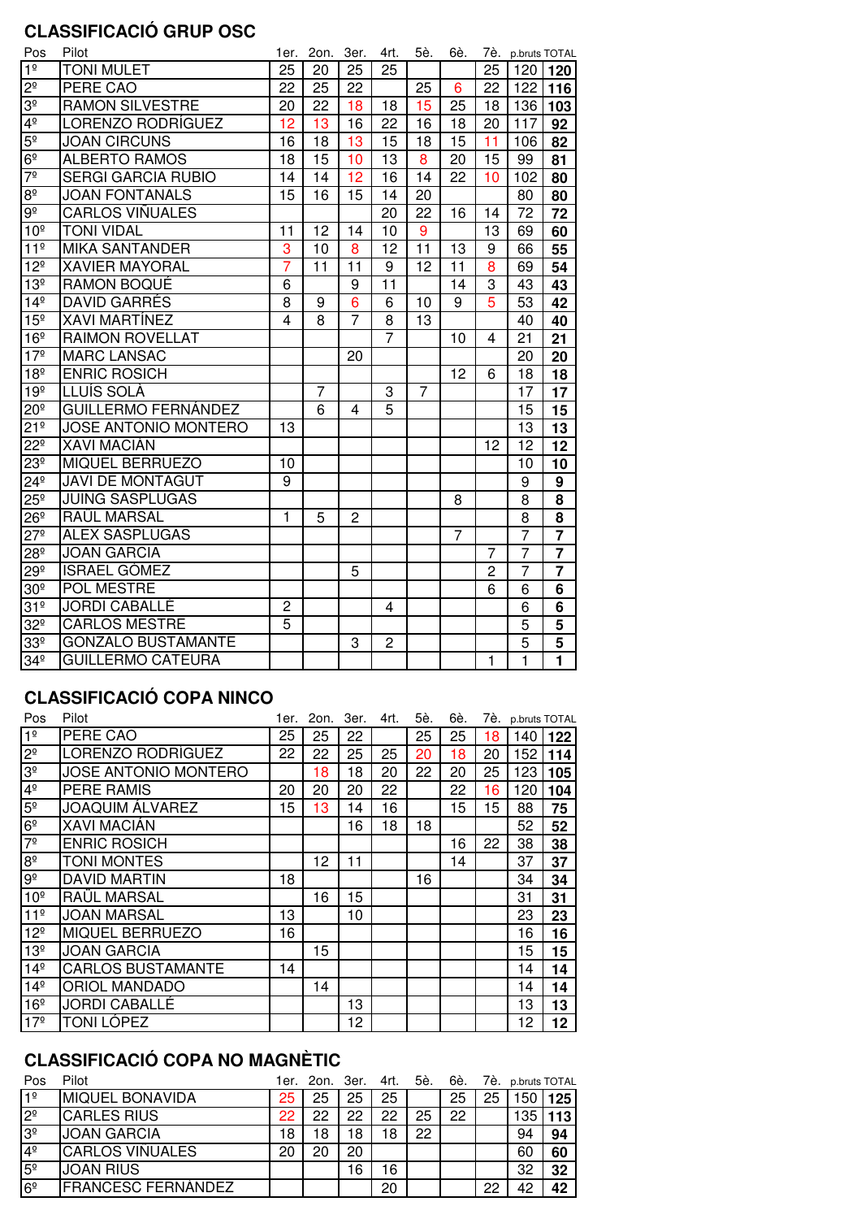## CLASSIFICACIÓ GRUP OSC

| Pos | Pilot | 1er. | 2on. | 3er. | 4rt. | 5è. | 6è. | 7è. | p.bruts | TOTAL |
|---|---|---|---|---|---|---|---|---|---|---|
| 1º | TONI MULET | 25 | 20 | 25 | 25 | | | 25 | 120 | **120** |
| 2º | PERE CAO | 22 | 25 | 22 | | 25 | 6 | 22 | 122 | **116** |
| 3º | RAMON SILVESTRE | 20 | 22 | 18 | 18 | 15 | 25 | 18 | 136 | **103** |
| 4º | LORENZO RODRÍGUEZ | 12 | 13 | 16 | 22 | 16 | 18 | 20 | 117 | **92** |
| 5º | JOAN CIRCUNS | 16 | 18 | 13 | 15 | 18 | 15 | 11 | 106 | **82** |
| 6º | ALBERTO RAMOS | 18 | 15 | 10 | 13 | 8 | 20 | 15 | 99 | **81** |
| 7º | SERGI GARCIA RUBIO | 14 | 14 | 12 | 16 | 14 | 22 | 10 | 102 | **80** |
| 8º | JOAN FONTANALS | 15 | 16 | 15 | 14 | 20 | | | 80 | **80** |
| 9º | CARLOS VIÑUALES | | | | 20 | 22 | 16 | 14 | 72 | **72** |
| 10º | TONI VIDAL | 11 | 12 | 14 | 10 | 9 | | 13 | 69 | **60** |
| 11º | MIKA SANTANDER | 3 | 10 | 8 | 12 | 11 | 13 | 9 | 66 | **55** |
| 12º | XAVIER MAYORAL | 7 | 11 | 11 | 9 | 12 | 11 | 8 | 69 | **54** |
| 13º | RAMON BOQUÉ | 6 | | 9 | 11 | | 14 | 3 | 43 | **43** |
| 14º | DAVID GARRÉS | 8 | 9 | 6 | 6 | 10 | 9 | 5 | 53 | **42** |
| 15º | XAVI MARTÍNEZ | 4 | 8 | 7 | 8 | 13 | | | 40 | **40** |
| 16º | RAIMON ROVELLAT | | | | 7 | | 10 | 4 | 21 | **21** |
| 17º | MARC LANSAC | | | 20 | | | | | 20 | **20** |
| 18º | ENRIC ROSICH | | | | | | 12 | 6 | 18 | **18** |
| 19º | LLUÍS SOLÀ | | 7 | | 3 | 7 | | | 17 | **17** |
| 20º | GUILLERMO FERNÁNDEZ | | 6 | 4 | 5 | | | | 15 | **15** |
| 21º | JOSE ANTONIO MONTERO | 13 | | | | | | | 13 | **13** |
| 22º | XAVI MACIÁN | | | | | | | 12 | 12 | **12** |
| 23º | MIQUEL BERRUEZO | 10 | | | | | | | 10 | **10** |
| 24º | JAVI DE MONTAGUT | 9 | | | | | | | 9 | **9** |
| 25º | JUING SASPLUGAS | | | | | | 8 | | 8 | **8** |
| 26º | RAÜL MARSAL | 1 | 5 | 2 | | | | | 8 | **8** |
| 27º | ALEX SASPLUGAS | | | | | | 7 | | 7 | **7** |
| 28º | JOAN GARCIA | | | | | | | 7 | 7 | **7** |
| 29º | ISRAEL GÓMEZ | | | 5 | | | | 2 | 7 | **7** |
| 30º | POL MESTRE | | | | | | | 6 | 6 | **6** |
| 31º | JORDI CABALLÉ | 2 | | | 4 | | | | 6 | **6** |
| 32º | CARLOS MESTRE | 5 | | | | | | | 5 | **5** |
| 33º | GONZALO BUSTAMANTE | | | 3 | 2 | | | | 5 | **5** |
| 34º | GUILLERMO CATEURA | | | | | | | 1 | 1 | **1** |

## CLASSIFICACIÓ COPA NINCO

| Pos | Pilot | 1er. | 2on. | 3er. | 4rt. | 5è. | 6è. | 7è. | p.bruts | TOTAL |
|---|---|---|---|---|---|---|---|---|---|---|
| 1º | PERE CAO | 25 | 25 | 22 | | 25 | 25 | 18 | 140 | **122** |
| 2º | LORENZO RODRÍGUEZ | 22 | 22 | 25 | 25 | 20 | 18 | 20 | 152 | **114** |
| 3º | JOSE ANTONIO MONTERO | | 18 | 18 | 20 | 22 | 20 | 25 | 123 | **105** |
| 4º | PERE RAMIS | 20 | 20 | 20 | 22 | | 22 | 16 | 120 | **104** |
| 5º | JOAQUIM ÁLVAREZ | 15 | 13 | 14 | 16 | | 15 | 15 | 88 | **75** |
| 6º | XAVI MACIÁN | | | 16 | 18 | 18 | | | 52 | **52** |
| 7º | ENRIC ROSICH | | | | | | 16 | 22 | 38 | **38** |
| 8º | TONI MONTES | | 12 | 11 | | | 14 | | 37 | **37** |
| 9º | DAVID MARTIN | 18 | | | | 16 | | | 34 | **34** |
| 10º | RAÜL MARSAL | | 16 | 15 | | | | | 31 | **31** |
| 11º | JOAN MARSAL | 13 | | 10 | | | | | 23 | **23** |
| 12º | MIQUEL BERRUEZO | 16 | | | | | | | 16 | **16** |
| 13º | JOAN GARCIA | | 15 | | | | | | 15 | **15** |
| 14º | CARLOS BUSTAMANTE | 14 | | | | | | | 14 | **14** |
| 14º | ORIOL MANDADO | | 14 | | | | | | 14 | **14** |
| 16º | JORDI CABALLÉ | | | 13 | | | | | 13 | **13** |
| 17º | TONI LÓPEZ | | | 12 | | | | | 12 | **12** |

## CLASSIFICACIÓ COPA NO MAGNÈTIC

| Pos | Pilot | 1er. | 2on. | 3er. | 4rt. | 5è. | 6è. | 7è. | p.bruts | TOTAL |
|---|---|---|---|---|---|---|---|---|---|---|
| 1º | MIQUEL BONAVIDA | 25 | 25 | 25 | 25 | | 25 | 25 | 150 | **125** |
| 2º | CARLES RIUS | 22 | 22 | 22 | 22 | 25 | 22 | | 135 | **113** |
| 3º | JOAN GARCIA | 18 | 18 | 18 | 18 | 22 | | | 94 | **94** |
| 4º | CARLOS VIÑUALES | 20 | 20 | 20 | | | | | 60 | **60** |
| 5º | JOAN RIUS | | | 16 | 16 | | | | 32 | **32** |
| 6º | FRANCESC FERNÁNDEZ | | | | 20 | | | 22 | 42 | **42** |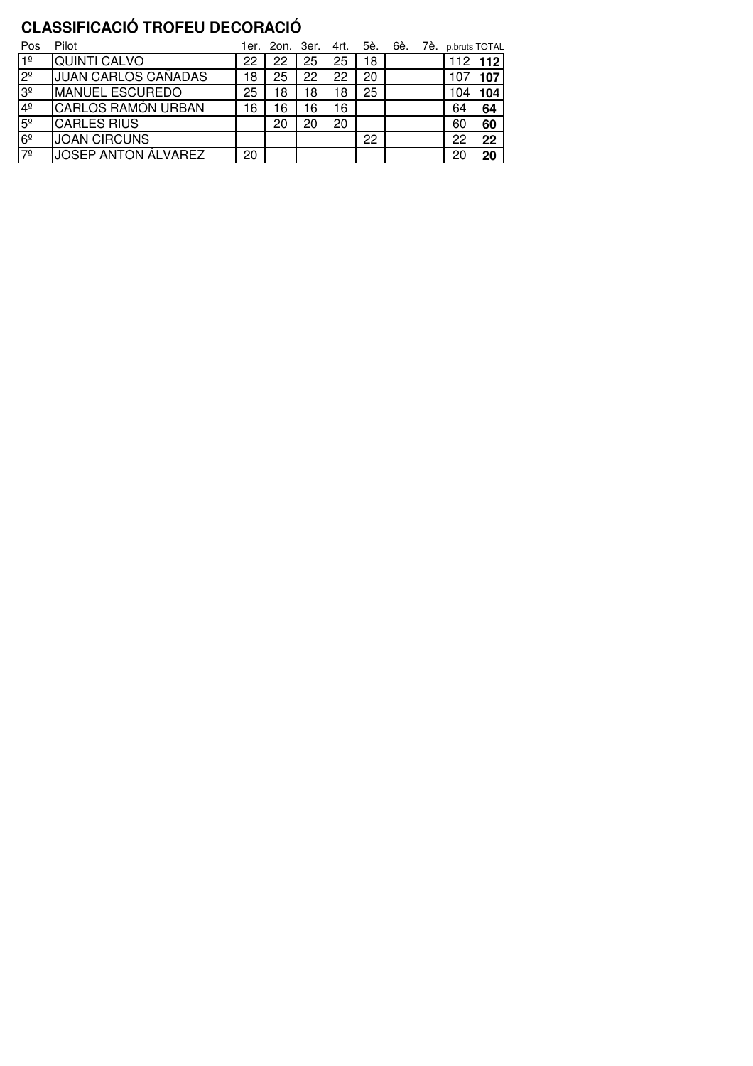# CLASSIFICACIÓ TROFEU DECORACIÓ

| Pos | Pilot | 1er. | 2on. | 3er. | 4rt. | 5è. | 6è. | 7è. | p.bruts | TOTAL |
|---|---|---|---|---|---|---|---|---|---|---|
| 1º | QUINTI CALVO | 22 | 22 | 25 | 25 | 18 | | | 112 | **112** |
| 2º | JUAN CARLOS CAÑADAS | 18 | 25 | 22 | 22 | 20 | | | 107 | **107** |
| 3º | MANUEL ESCUREDO | 25 | 18 | 18 | 18 | 25 | | | 104 | **104** |
| 4º | CARLOS RAMÓN URBAN | 16 | 16 | 16 | 16 | | | | 64 | **64** |
| 5º | CARLES RIUS | | 20 | 20 | 20 | | | | 60 | **60** |
| 6º | JOAN CIRCUNS | | | | | 22 | | | 22 | **22** |
| 7º | JOSEP ANTON ÁLVAREZ | 20 | | | | | | | 20 | **20** |